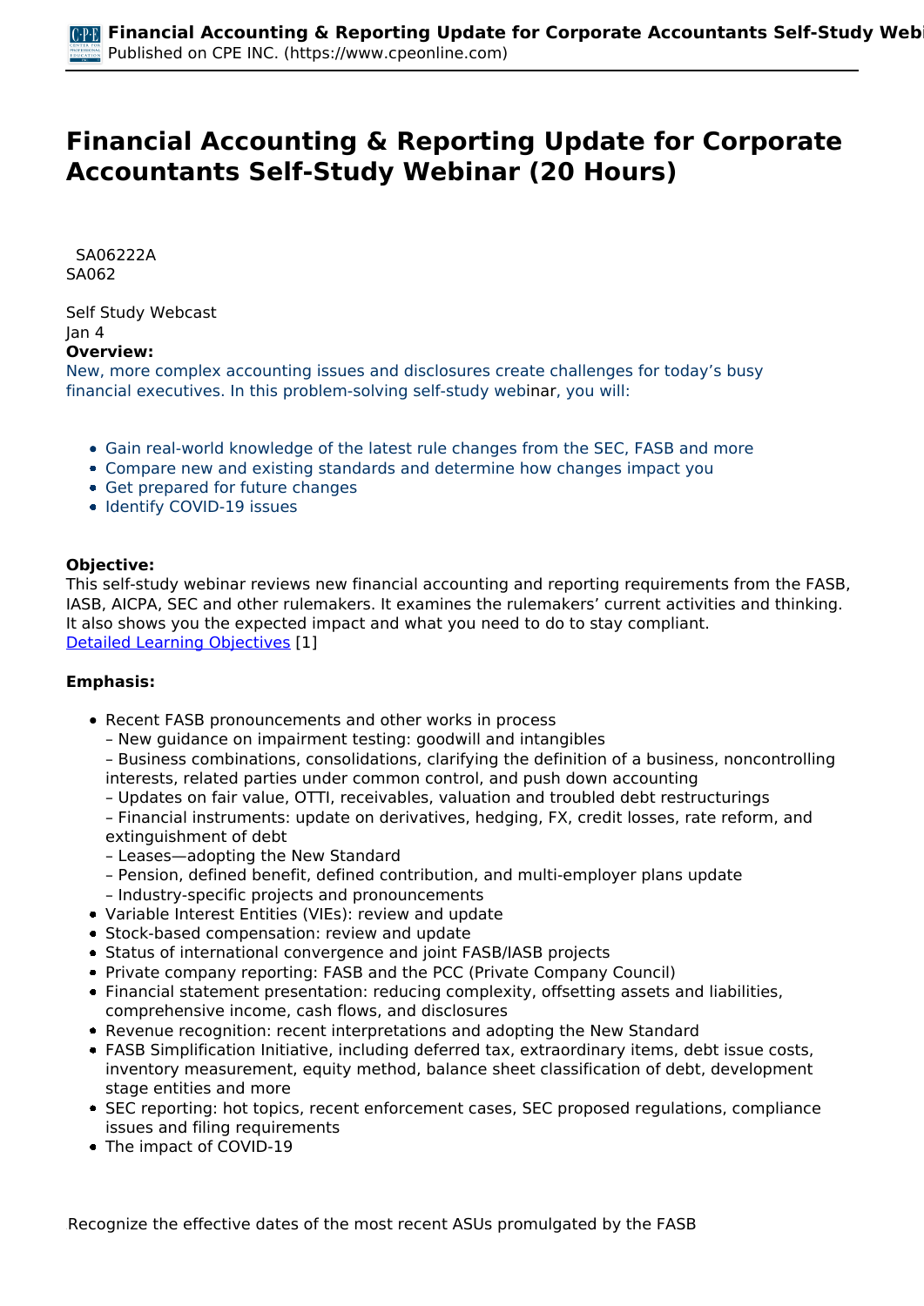# Financial Accounting & Reporting Update for Corporate Accountants Self-Study Webinar (20 Hours)

SA06222A
SA062

Self Study Webcast
Jan 4

**Overview:**
New, more complex accounting issues and disclosures create challenges for today's busy financial executives. In this problem-solving self-study webinar, you will:

- Gain real-world knowledge of the latest rule changes from the SEC, FASB and more
- Compare new and existing standards and determine how changes impact you
- Get prepared for future changes
- Identify COVID-19 issues

**Objective:**
This self-study webinar reviews new financial accounting and reporting requirements from the FASB, IASB, AICPA, SEC and other rulemakers. It examines the rulemakers' current activities and thinking. It also shows you the expected impact and what you need to do to stay compliant.
Detailed Learning Objectives [1]

**Emphasis:**

- Recent FASB pronouncements and other works in process
  – New guidance on impairment testing: goodwill and intangibles
  – Business combinations, consolidations, clarifying the definition of a business, noncontrolling interests, related parties under common control, and push down accounting
  – Updates on fair value, OTTI, receivables, valuation and troubled debt restructurings
  – Financial instruments: update on derivatives, hedging, FX, credit losses, rate reform, and extinguishment of debt
  – Leases—adopting the New Standard
  – Pension, defined benefit, defined contribution, and multi-employer plans update
  – Industry-specific projects and pronouncements
- Variable Interest Entities (VIEs): review and update
- Stock-based compensation: review and update
- Status of international convergence and joint FASB/IASB projects
- Private company reporting: FASB and the PCC (Private Company Council)
- Financial statement presentation: reducing complexity, offsetting assets and liabilities, comprehensive income, cash flows, and disclosures
- Revenue recognition: recent interpretations and adopting the New Standard
- FASB Simplification Initiative, including deferred tax, extraordinary items, debt issue costs, inventory measurement, equity method, balance sheet classification of debt, development stage entities and more
- SEC reporting: hot topics, recent enforcement cases, SEC proposed regulations, compliance issues and filing requirements
- The impact of COVID-19

Recognize the effective dates of the most recent ASUs promulgated by the FASB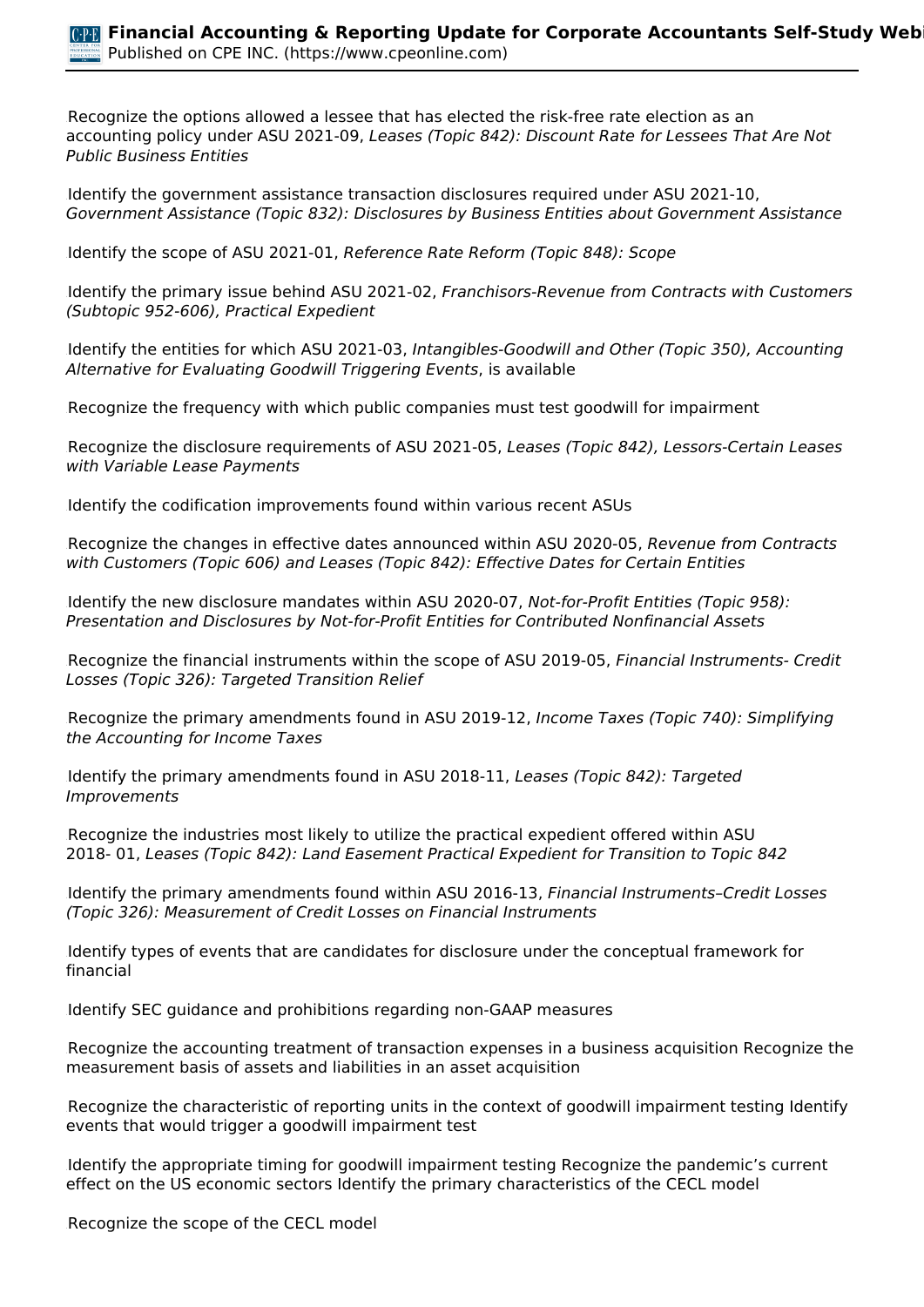Recognize the options allowed a lessee that has elected the risk-free rate election as an accounting policy under ASU 2021-09, *Leases (Topic 842): Discount Rate for Lessees That Are Not Public Business Entities*

Identify the government assistance transaction disclosures required under ASU 2021-10, *Government Assistance (Topic 832): Disclosures by Business Entities about Government Assistance*

Identify the scope of ASU 2021-01, *Reference Rate Reform (Topic 848): Scope*

Identify the primary issue behind ASU 2021-02, *Franchisors-Revenue from Contracts with Customers (Subtopic 952-606), Practical Expedient*

Identify the entities for which ASU 2021-03, *Intangibles-Goodwill and Other (Topic 350), Accounting Alternative for Evaluating Goodwill Triggering Events*, is available

Recognize the frequency with which public companies must test goodwill for impairment

Recognize the disclosure requirements of ASU 2021-05, *Leases (Topic 842), Lessors-Certain Leases with Variable Lease Payments*

Identify the codification improvements found within various recent ASUs

Recognize the changes in effective dates announced within ASU 2020-05, *Revenue from Contracts with Customers (Topic 606) and Leases (Topic 842): Effective Dates for Certain Entities*

Identify the new disclosure mandates within ASU 2020-07, *Not-for-Profit Entities (Topic 958): Presentation and Disclosures by Not-for-Profit Entities for Contributed Nonfinancial Assets*

Recognize the financial instruments within the scope of ASU 2019-05, *Financial Instruments- Credit Losses (Topic 326): Targeted Transition Relief*

Recognize the primary amendments found in ASU 2019-12, *Income Taxes (Topic 740): Simplifying the Accounting for Income Taxes*

Identify the primary amendments found in ASU 2018-11, *Leases (Topic 842): Targeted Improvements*

Recognize the industries most likely to utilize the practical expedient offered within ASU 2018- 01, *Leases (Topic 842): Land Easement Practical Expedient for Transition to Topic 842*

Identify the primary amendments found within ASU 2016-13, *Financial Instruments–Credit Losses (Topic 326): Measurement of Credit Losses on Financial Instruments*

Identify types of events that are candidates for disclosure under the conceptual framework for financial

Identify SEC guidance and prohibitions regarding non-GAAP measures

Recognize the accounting treatment of transaction expenses in a business acquisition Recognize the measurement basis of assets and liabilities in an asset acquisition

Recognize the characteristic of reporting units in the context of goodwill impairment testing Identify events that would trigger a goodwill impairment test

Identify the appropriate timing for goodwill impairment testing Recognize the pandemic's current effect on the US economic sectors Identify the primary characteristics of the CECL model

Recognize the scope of the CECL model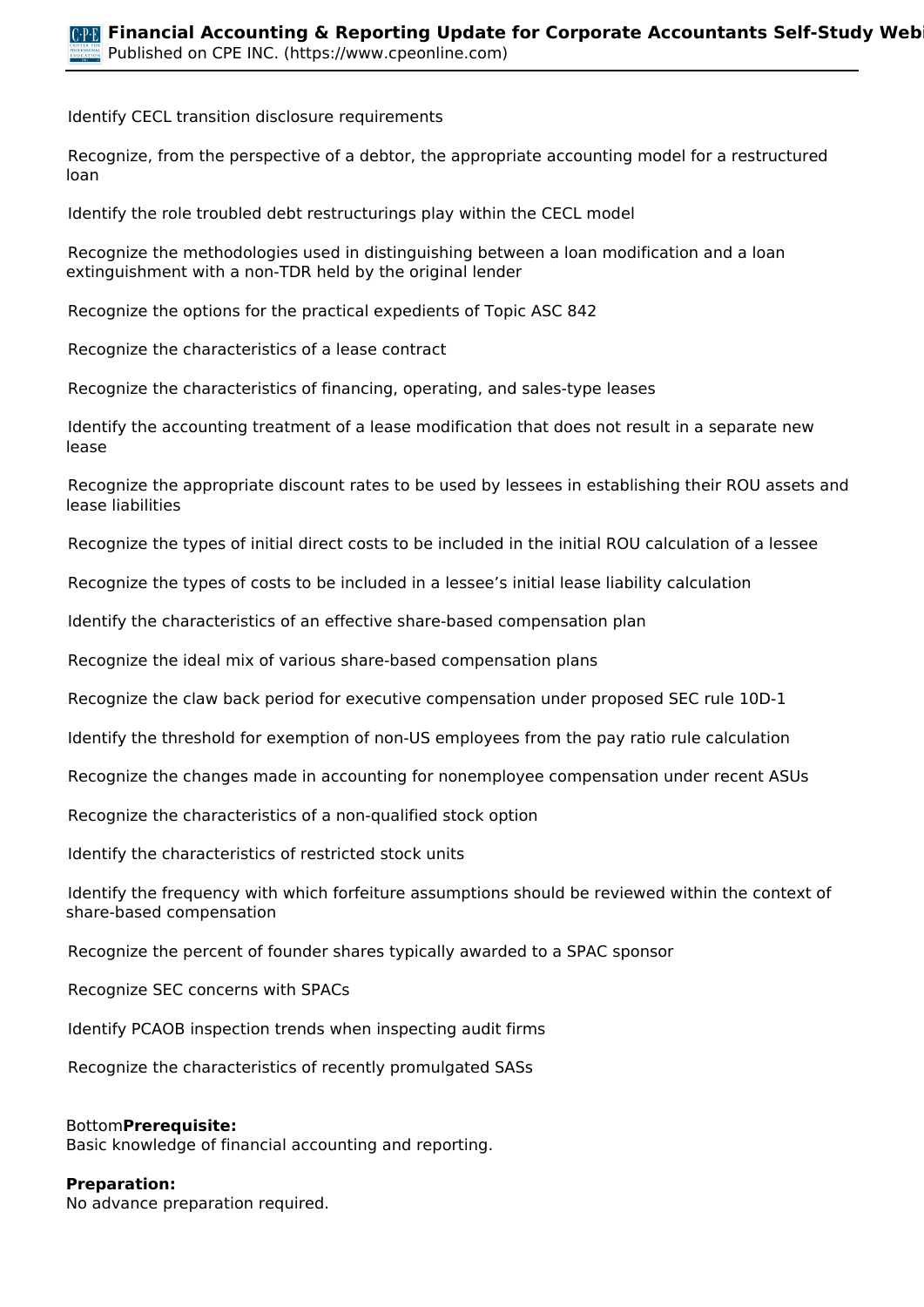Identify CECL transition disclosure requirements

Recognize, from the perspective of a debtor, the appropriate accounting model for a restructured loan

Identify the role troubled debt restructurings play within the CECL model

Recognize the methodologies used in distinguishing between a loan modification and a loan extinguishment with a non-TDR held by the original lender

Recognize the options for the practical expedients of Topic ASC 842

Recognize the characteristics of a lease contract

Recognize the characteristics of financing, operating, and sales-type leases

Identify the accounting treatment of a lease modification that does not result in a separate new lease

Recognize the appropriate discount rates to be used by lessees in establishing their ROU assets and lease liabilities

Recognize the types of initial direct costs to be included in the initial ROU calculation of a lessee

Recognize the types of costs to be included in a lessee's initial lease liability calculation

Identify the characteristics of an effective share-based compensation plan

Recognize the ideal mix of various share-based compensation plans

Recognize the claw back period for executive compensation under proposed SEC rule 10D-1

Identify the threshold for exemption of non-US employees from the pay ratio rule calculation

Recognize the changes made in accounting for nonemployee compensation under recent ASUs

Recognize the characteristics of a non-qualified stock option

Identify the characteristics of restricted stock units

Identify the frequency with which forfeiture assumptions should be reviewed within the context of share-based compensation

Recognize the percent of founder shares typically awarded to a SPAC sponsor

Recognize SEC concerns with SPACs

Identify PCAOB inspection trends when inspecting audit firms

Recognize the characteristics of recently promulgated SASs

Bottom**Prerequisite:**
Basic knowledge of financial accounting and reporting.

**Preparation:**
No advance preparation required.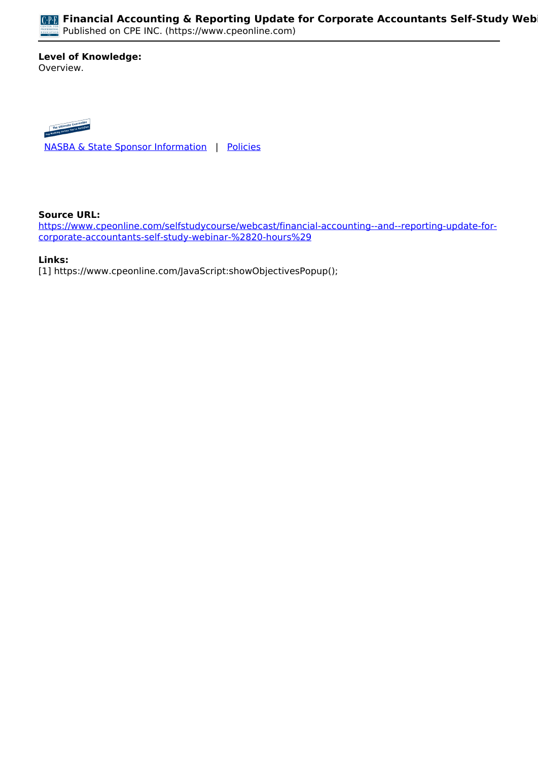**Level of Knowledge:**
Overview.

NASBA & State Sponsor Information | Policies

**Source URL:**
https://www.cpeonline.com/selfstudycourse/webcast/financial-accounting--and--reporting-update-for-corporate-accountants-self-study-webinar-%2820-hours%29

**Links:**
[1] https://www.cpeonline.com/JavaScript:showObjectivesPopup();